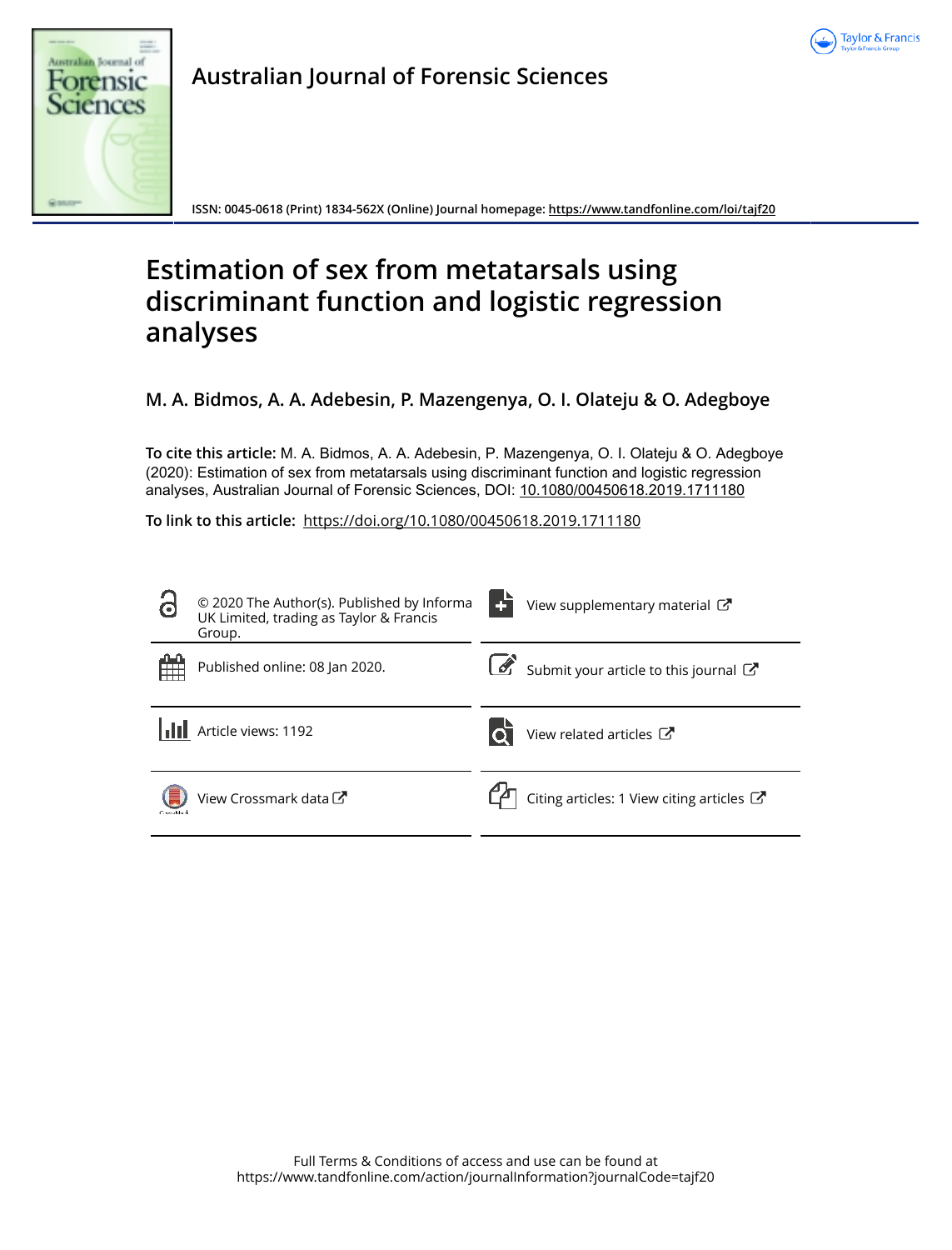Australian Journal of Forensic Sciences

ISSN: 0045-0618 (Print) 1834-562X (Online) Journal homepage: https://www.tandfonline.com/loi/tajf20

# Estimation of sex from metatarsals using discriminant function and logistic regression analyses

**M. A. Bidmos, A. A. Adebesin, P. Mazengenya, O. I. Olateju & O. Adegboye**

**To cite this article:** M. A. Bidmos, A. A. Adebesin, P. Mazengenya, O. I. Olateju & O. Adegboye (2020): Estimation of sex from metatarsals using discriminant function and logistic regression analyses, Australian Journal of Forensic Sciences, DOI: 10.1080/00450618.2019.1711180

**To link to this article:** https://doi.org/10.1080/00450618.2019.1711180

© 2020 The Author(s). Published by Informa UK Limited, trading as Taylor & Francis Group.

View supplementary material

Published online: 08 Jan 2020.

Submit your article to this journal

Article views: 1192

View related articles

View Crossmark data

Citing articles: 1 View citing articles

Full Terms & Conditions of access and use can be found at https://www.tandfonline.com/action/journalInformation?journalCode=tajf20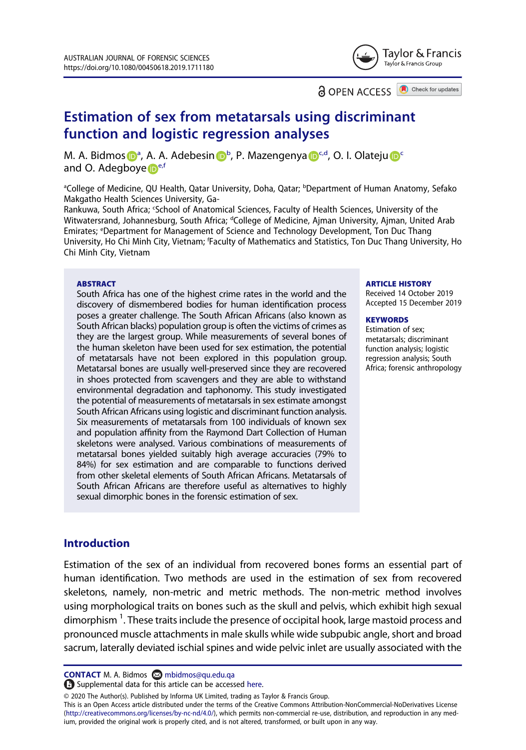# Estimation of sex from metatarsals using discriminant function and logistic regression analyses

M. A. Bidmos[a], A. A. Adebesin[b], P. Mazengenya[c,d], O. I. Olateju[c] and O. Adegboye[e,f]

[a]College of Medicine, QU Health, Qatar University, Doha, Qatar; [b]Department of Human Anatomy, Sefako Makgatho Health Sciences University, Ga-Rankuwa, South Africa; [c]School of Anatomical Sciences, Faculty of Health Sciences, University of the Witwatersrand, Johannesburg, South Africa; [d]College of Medicine, Ajman University, Ajman, United Arab Emirates; [e]Department for Management of Science and Technology Development, Ton Duc Thang University, Ho Chi Minh City, Vietnam; [f]Faculty of Mathematics and Statistics, Ton Duc Thang University, Ho Chi Minh City, Vietnam

## ABSTRACT

South Africa has one of the highest crime rates in the world and the discovery of dismembered bodies for human identification process poses a greater challenge. The South African Africans (also known as South African blacks) population group is often the victims of crimes as they are the largest group. While measurements of several bones of the human skeleton have been used for sex estimation, the potential of metatarsals have not been explored in this population group. Metatarsal bones are usually well-preserved since they are recovered in shoes protected from scavengers and they are able to withstand environmental degradation and taphonomy. This study investigated the potential of measurements of metatarsals in sex estimate amongst South African Africans using logistic and discriminant function analysis. Six measurements of metatarsals from 100 individuals of known sex and population affinity from the Raymond Dart Collection of Human skeletons were analysed. Various combinations of measurements of metatarsal bones yielded suitably high average accuracies (79% to 84%) for sex estimation and are comparable to functions derived from other skeletal elements of South African Africans. Metatarsals of South African Africans are therefore useful as alternatives to highly sexual dimorphic bones in the forensic estimation of sex.

**ARTICLE HISTORY**
Received 14 October 2019
Accepted 15 December 2019

**KEYWORDS**
Estimation of sex; metatarsals; discriminant function analysis; logistic regression analysis; South Africa; forensic anthropology

## Introduction

Estimation of the sex of an individual from recovered bones forms an essential part of human identification. Two methods are used in the estimation of sex from recovered skeletons, namely, non-metric and metric methods. The non-metric method involves using morphological traits on bones such as the skull and pelvis, which exhibit high sexual dimorphism [1]. These traits include the presence of occipital hook, large mastoid process and pronounced muscle attachments in male skulls while wide subpubic angle, short and broad sacrum, laterally deviated ischial spines and wide pelvic inlet are usually associated with the

**CONTACT** M. A. Bidmos mbidmos@qu.edu.qa
Supplemental data for this article can be accessed here.

© 2020 The Author(s). Published by Informa UK Limited, trading as Taylor & Francis Group.
This is an Open Access article distributed under the terms of the Creative Commons Attribution-NonCommercial-NoDerivatives License (http://creativecommons.org/licenses/by-nc-nd/4.0/), which permits non-commercial re-use, distribution, and reproduction in any medium, provided the original work is properly cited, and is not altered, transformed, or built upon in any way.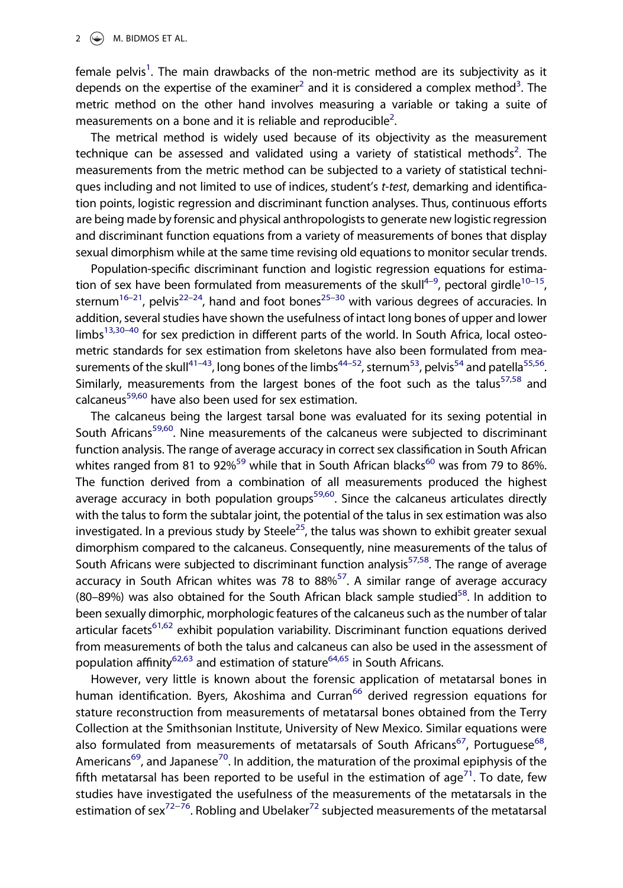female pelvis[1]. The main drawbacks of the non-metric method are its subjectivity as it depends on the expertise of the examiner[2] and it is considered a complex method[3]. The metric method on the other hand involves measuring a variable or taking a suite of measurements on a bone and it is reliable and reproducible[2].

The metrical method is widely used because of its objectivity as the measurement technique can be assessed and validated using a variety of statistical methods[2]. The measurements from the metric method can be subjected to a variety of statistical techniques including and not limited to use of indices, student's *t-test*, demarking and identification points, logistic regression and discriminant function analyses. Thus, continuous efforts are being made by forensic and physical anthropologists to generate new logistic regression and discriminant function equations from a variety of measurements of bones that display sexual dimorphism while at the same time revising old equations to monitor secular trends.

Population-specific discriminant function and logistic regression equations for estimation of sex have been formulated from measurements of the skull[4–9], pectoral girdle[10–15], sternum[16–21], pelvis[22–24], hand and foot bones[25–30] with various degrees of accuracies. In addition, several studies have shown the usefulness of intact long bones of upper and lower limbs[13,30–40] for sex prediction in different parts of the world. In South Africa, local osteometric standards for sex estimation from skeletons have also been formulated from measurements of the skull[41–43], long bones of the limbs[44–52], sternum[53], pelvis[54] and patella[55,56]. Similarly, measurements from the largest bones of the foot such as the talus[57,58] and calcaneus[59,60] have also been used for sex estimation.

The calcaneus being the largest tarsal bone was evaluated for its sexing potential in South Africans[59,60]. Nine measurements of the calcaneus were subjected to discriminant function analysis. The range of average accuracy in correct sex classification in South African whites ranged from 81 to 92%[59] while that in South African blacks[60] was from 79 to 86%. The function derived from a combination of all measurements produced the highest average accuracy in both population groups[59,60]. Since the calcaneus articulates directly with the talus to form the subtalar joint, the potential of the talus in sex estimation was also investigated. In a previous study by Steele[25], the talus was shown to exhibit greater sexual dimorphism compared to the calcaneus. Consequently, nine measurements of the talus of South Africans were subjected to discriminant function analysis[57,58]. The range of average accuracy in South African whites was 78 to 88%[57]. A similar range of average accuracy (80–89%) was also obtained for the South African black sample studied[58]. In addition to been sexually dimorphic, morphologic features of the calcaneus such as the number of talar articular facets[61,62] exhibit population variability. Discriminant function equations derived from measurements of both the talus and calcaneus can also be used in the assessment of population affinity[62,63] and estimation of stature[64,65] in South Africans.

However, very little is known about the forensic application of metatarsal bones in human identification. Byers, Akoshima and Curran[66] derived regression equations for stature reconstruction from measurements of metatarsal bones obtained from the Terry Collection at the Smithsonian Institute, University of New Mexico. Similar equations were also formulated from measurements of metatarsals of South Africans[67], Portuguese[68], Americans[69], and Japanese[70]. In addition, the maturation of the proximal epiphysis of the fifth metatarsal has been reported to be useful in the estimation of age[71]. To date, few studies have investigated the usefulness of the measurements of the metatarsals in the estimation of sex[72–76]. Robling and Ubelaker[72] subjected measurements of the metatarsal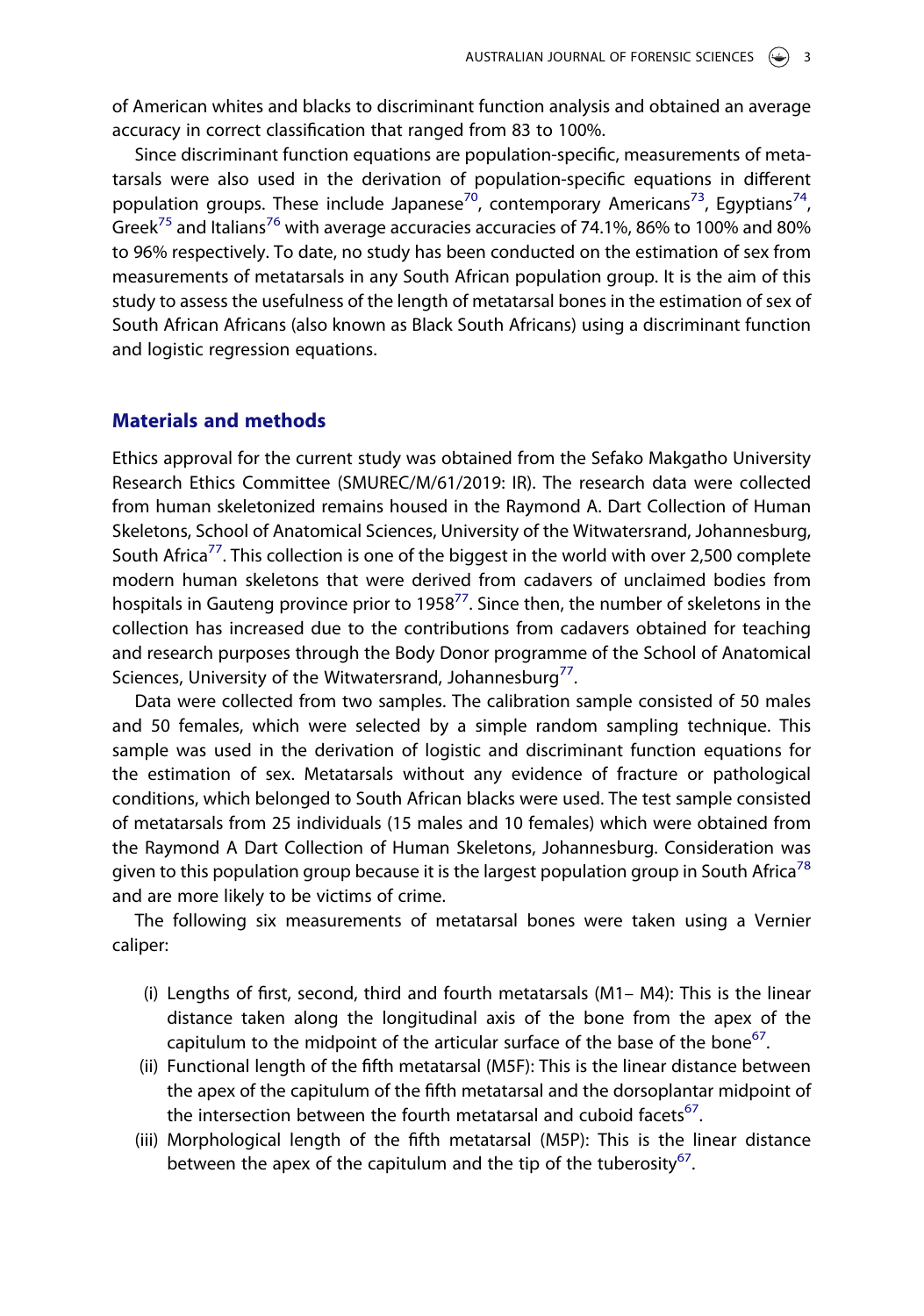of American whites and blacks to discriminant function analysis and obtained an average accuracy in correct classification that ranged from 83 to 100%.

Since discriminant function equations are population-specific, measurements of metatarsals were also used in the derivation of population-specific equations in different population groups. These include Japanese[70], contemporary Americans[73], Egyptians[74], Greek[75] and Italians[76] with average accuracies accuracies of 74.1%, 86% to 100% and 80% to 96% respectively. To date, no study has been conducted on the estimation of sex from measurements of metatarsals in any South African population group. It is the aim of this study to assess the usefulness of the length of metatarsal bones in the estimation of sex of South African Africans (also known as Black South Africans) using a discriminant function and logistic regression equations.

## Materials and methods

Ethics approval for the current study was obtained from the Sefako Makgatho University Research Ethics Committee (SMUREC/M/61/2019: IR). The research data were collected from human skeletonized remains housed in the Raymond A. Dart Collection of Human Skeletons, School of Anatomical Sciences, University of the Witwatersrand, Johannesburg, South Africa[77]. This collection is one of the biggest in the world with over 2,500 complete modern human skeletons that were derived from cadavers of unclaimed bodies from hospitals in Gauteng province prior to 1958[77]. Since then, the number of skeletons in the collection has increased due to the contributions from cadavers obtained for teaching and research purposes through the Body Donor programme of the School of Anatomical Sciences, University of the Witwatersrand, Johannesburg[77].

Data were collected from two samples. The calibration sample consisted of 50 males and 50 females, which were selected by a simple random sampling technique. This sample was used in the derivation of logistic and discriminant function equations for the estimation of sex. Metatarsals without any evidence of fracture or pathological conditions, which belonged to South African blacks were used. The test sample consisted of metatarsals from 25 individuals (15 males and 10 females) which were obtained from the Raymond A Dart Collection of Human Skeletons, Johannesburg. Consideration was given to this population group because it is the largest population group in South Africa[78] and are more likely to be victims of crime.

The following six measurements of metatarsal bones were taken using a Vernier caliper:

(i) Lengths of first, second, third and fourth metatarsals (M1– M4): This is the linear distance taken along the longitudinal axis of the bone from the apex of the capitulum to the midpoint of the articular surface of the base of the bone[67].

(ii) Functional length of the fifth metatarsal (M5F): This is the linear distance between the apex of the capitulum of the fifth metatarsal and the dorsoplantar midpoint of the intersection between the fourth metatarsal and cuboid facets[67].

(iii) Morphological length of the fifth metatarsal (M5P): This is the linear distance between the apex of the capitulum and the tip of the tuberosity[67].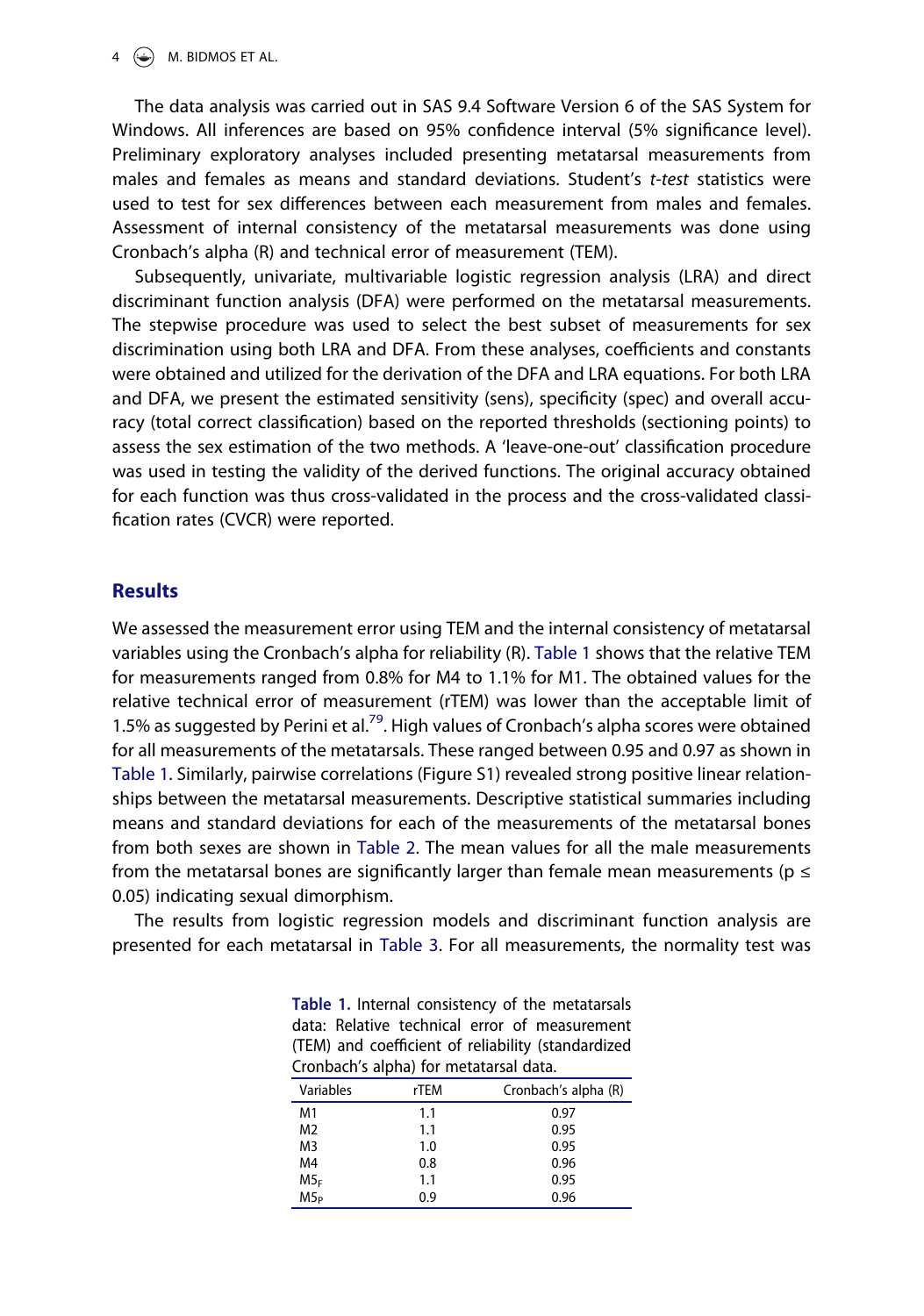The data analysis was carried out in SAS 9.4 Software Version 6 of the SAS System for Windows. All inferences are based on 95% confidence interval (5% significance level). Preliminary exploratory analyses included presenting metatarsal measurements from males and females as means and standard deviations. Student's *t-test* statistics were used to test for sex differences between each measurement from males and females. Assessment of internal consistency of the metatarsal measurements was done using Cronbach's alpha (R) and technical error of measurement (TEM).

Subsequently, univariate, multivariable logistic regression analysis (LRA) and direct discriminant function analysis (DFA) were performed on the metatarsal measurements. The stepwise procedure was used to select the best subset of measurements for sex discrimination using both LRA and DFA. From these analyses, coefficients and constants were obtained and utilized for the derivation of the DFA and LRA equations. For both LRA and DFA, we present the estimated sensitivity (sens), specificity (spec) and overall accuracy (total correct classification) based on the reported thresholds (sectioning points) to assess the sex estimation of the two methods. A 'leave-one-out' classification procedure was used in testing the validity of the derived functions. The original accuracy obtained for each function was thus cross-validated in the process and the cross-validated classification rates (CVCR) were reported.

## Results

We assessed the measurement error using TEM and the internal consistency of metatarsal variables using the Cronbach's alpha for reliability (R). Table 1 shows that the relative TEM for measurements ranged from 0.8% for M4 to 1.1% for M1. The obtained values for the relative technical error of measurement (rTEM) was lower than the acceptable limit of 1.5% as suggested by Perini et al.[79]. High values of Cronbach's alpha scores were obtained for all measurements of the metatarsals. These ranged between 0.95 and 0.97 as shown in Table 1. Similarly, pairwise correlations (Figure S1) revealed strong positive linear relationships between the metatarsal measurements. Descriptive statistical summaries including means and standard deviations for each of the measurements of the metatarsal bones from both sexes are shown in Table 2. The mean values for all the male measurements from the metatarsal bones are significantly larger than female mean measurements ($p \leq 0.05$) indicating sexual dimorphism.

The results from logistic regression models and discriminant function analysis are presented for each metatarsal in Table 3. For all measurements, the normality test was

**Table 1.** Internal consistency of the metatarsals data: Relative technical error of measurement (TEM) and coefficient of reliability (standardized Cronbach's alpha) for metatarsal data.

| Variables | rTEM | Cronbach's alpha (R) |
|---|---|---|
| M1 | 1.1 | 0.97 |
| M2 | 1.1 | 0.95 |
| M3 | 1.0 | 0.95 |
| M4 | 0.8 | 0.96 |
| $M5_F$ | 1.1 | 0.95 |
| $M5_P$ | 0.9 | 0.96 |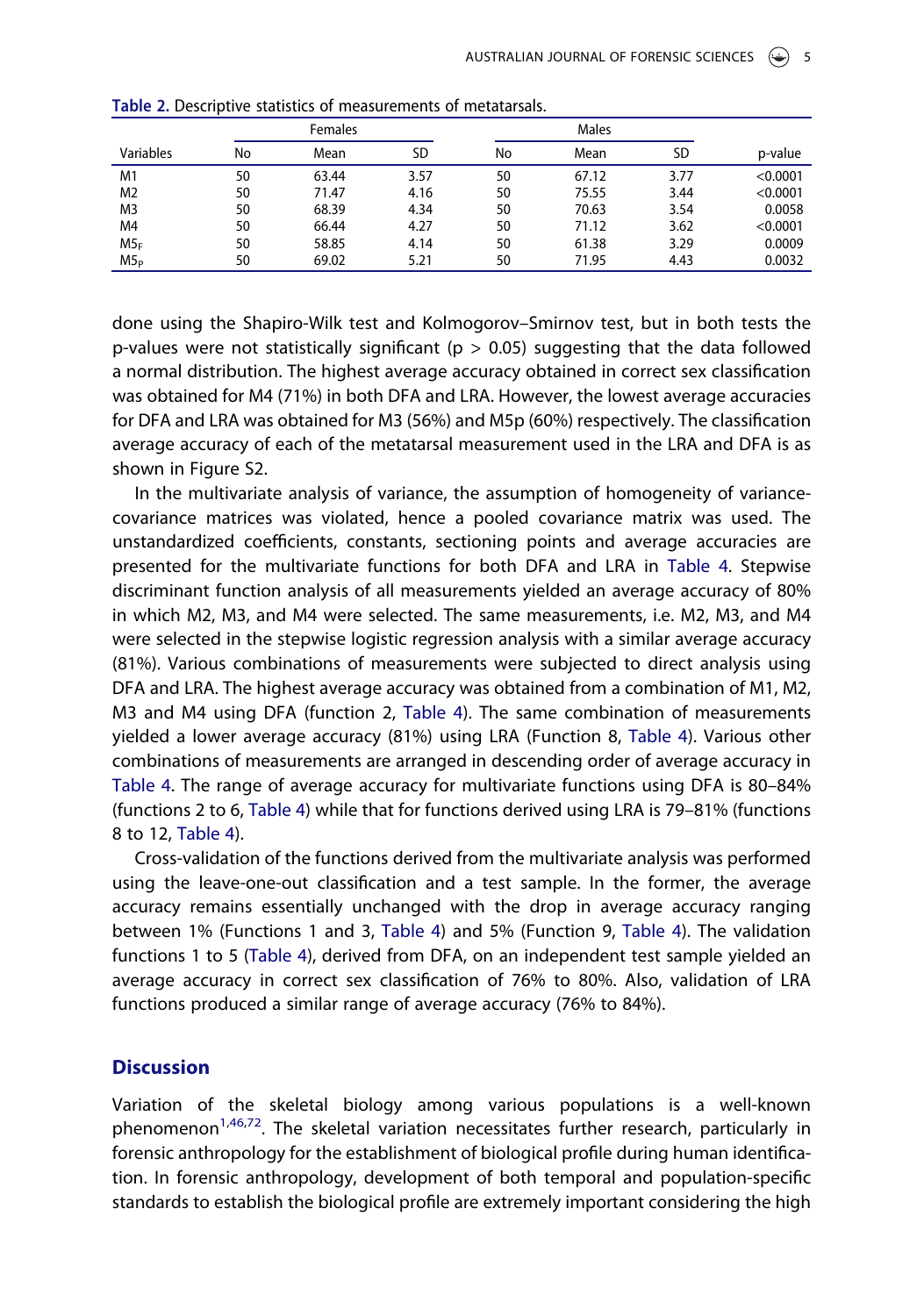**Table 2.** Descriptive statistics of measurements of metatarsals.

| Variables | Females | | | Males | | | p-value |
|---|---|---|---|---|---|---|---|
| | No | Mean | SD | No | Mean | SD | |
| M1 | 50 | 63.44 | 3.57 | 50 | 67.12 | 3.77 | <0.0001 |
| M2 | 50 | 71.47 | 4.16 | 50 | 75.55 | 3.44 | <0.0001 |
| M3 | 50 | 68.39 | 4.34 | 50 | 70.63 | 3.54 | 0.0058 |
| M4 | 50 | 66.44 | 4.27 | 50 | 71.12 | 3.62 | <0.0001 |
| $M5_F$ | 50 | 58.85 | 4.14 | 50 | 61.38 | 3.29 | 0.0009 |
| $M5_P$ | 50 | 69.02 | 5.21 | 50 | 71.95 | 4.43 | 0.0032 |

done using the Shapiro-Wilk test and Kolmogorov–Smirnov test, but in both tests the p-values were not statistically significant ($p > 0.05$) suggesting that the data followed a normal distribution. The highest average accuracy obtained in correct sex classification was obtained for M4 (71%) in both DFA and LRA. However, the lowest average accuracies for DFA and LRA was obtained for M3 (56%) and M5p (60%) respectively. The classification average accuracy of each of the metatarsal measurement used in the LRA and DFA is as shown in Figure S2.

In the multivariate analysis of variance, the assumption of homogeneity of variance-covariance matrices was violated, hence a pooled covariance matrix was used. The unstandardized coefficients, constants, sectioning points and average accuracies are presented for the multivariate functions for both DFA and LRA in Table 4. Stepwise discriminant function analysis of all measurements yielded an average accuracy of 80% in which M2, M3, and M4 were selected. The same measurements, i.e. M2, M3, and M4 were selected in the stepwise logistic regression analysis with a similar average accuracy (81%). Various combinations of measurements were subjected to direct analysis using DFA and LRA. The highest average accuracy was obtained from a combination of M1, M2, M3 and M4 using DFA (function 2, Table 4). The same combination of measurements yielded a lower average accuracy (81%) using LRA (Function 8, Table 4). Various other combinations of measurements are arranged in descending order of average accuracy in Table 4. The range of average accuracy for multivariate functions using DFA is 80–84% (functions 2 to 6, Table 4) while that for functions derived using LRA is 79–81% (functions 8 to 12, Table 4).

Cross-validation of the functions derived from the multivariate analysis was performed using the leave-one-out classification and a test sample. In the former, the average accuracy remains essentially unchanged with the drop in average accuracy ranging between 1% (Functions 1 and 3, Table 4) and 5% (Function 9, Table 4). The validation functions 1 to 5 (Table 4), derived from DFA, on an independent test sample yielded an average accuracy in correct sex classification of 76% to 80%. Also, validation of LRA functions produced a similar range of average accuracy (76% to 84%).

## Discussion

Variation of the skeletal biology among various populations is a well-known phenomenon[1,46,72]. The skeletal variation necessitates further research, particularly in forensic anthropology for the establishment of biological profile during human identification. In forensic anthropology, development of both temporal and population-specific standards to establish the biological profile are extremely important considering the high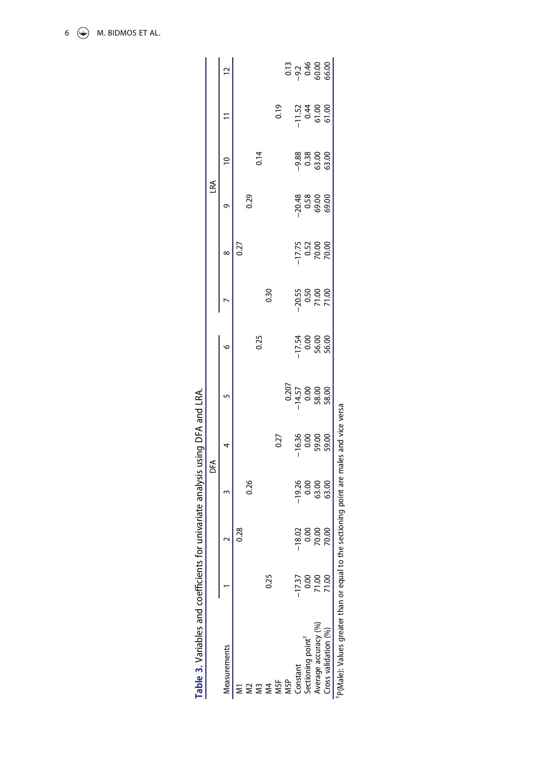**Table 3.** Variables and coefficients for univariate analysis using DFA and LRA.

| Measurements | DFA | | | | | | LRA | | | | | |
|---|---|---|---|---|---|---|---|---|---|---|---|---|
| | 1 | 2 | 3 | 4 | 5 | 6 | 7 | 8 | 9 | 10 | 11 | 12 |
| M1 | | 0.28 | | | | | | 0.27 | | | | |
| M2 | | | | | | 0.25 | | | 0.29 | | | |
| M3 | | | 0.26 | | | | | | | 0.14 | | |
| M4 | 0.25 | | | | | | 0.30 | | | | | |
| M5F | | | | 0.27 | | | | | | | 0.19 | |
| M5P | | | | | 0.207 | | | | | | | 0.13 |
| Constant | −17.37 | −18.02 | −19.26 | −16.36 | −14.57 | −17.54 | −20.55 | −17.75 | −20.48 | −9.88 | −11.52 | −9.2 |
| Sectioning point[†] | 0.00 | 0.00 | 0.00 | 0.00 | 0.00 | 0.00 | 0.50 | 0.52 | 0.58 | 0.38 | 0.44 | 0.46 |
| Average accuracy (%) | 71.00 | 70.00 | 63.00 | 59.00 | 58.00 | 56.00 | 71.00 | 70.00 | 69.00 | 63.00 | 61.00 | 60.00 |
| Cross validation (%) | 71.00 | 70.00 | 63.00 | 59.00 | 58.00 | 56.00 | 71.00 | 70.00 | 69.00 | 63.00 | 61.00 | 66.00 |

[†]P(Male): Values greater than or equal to the sectioning point are males and vice versa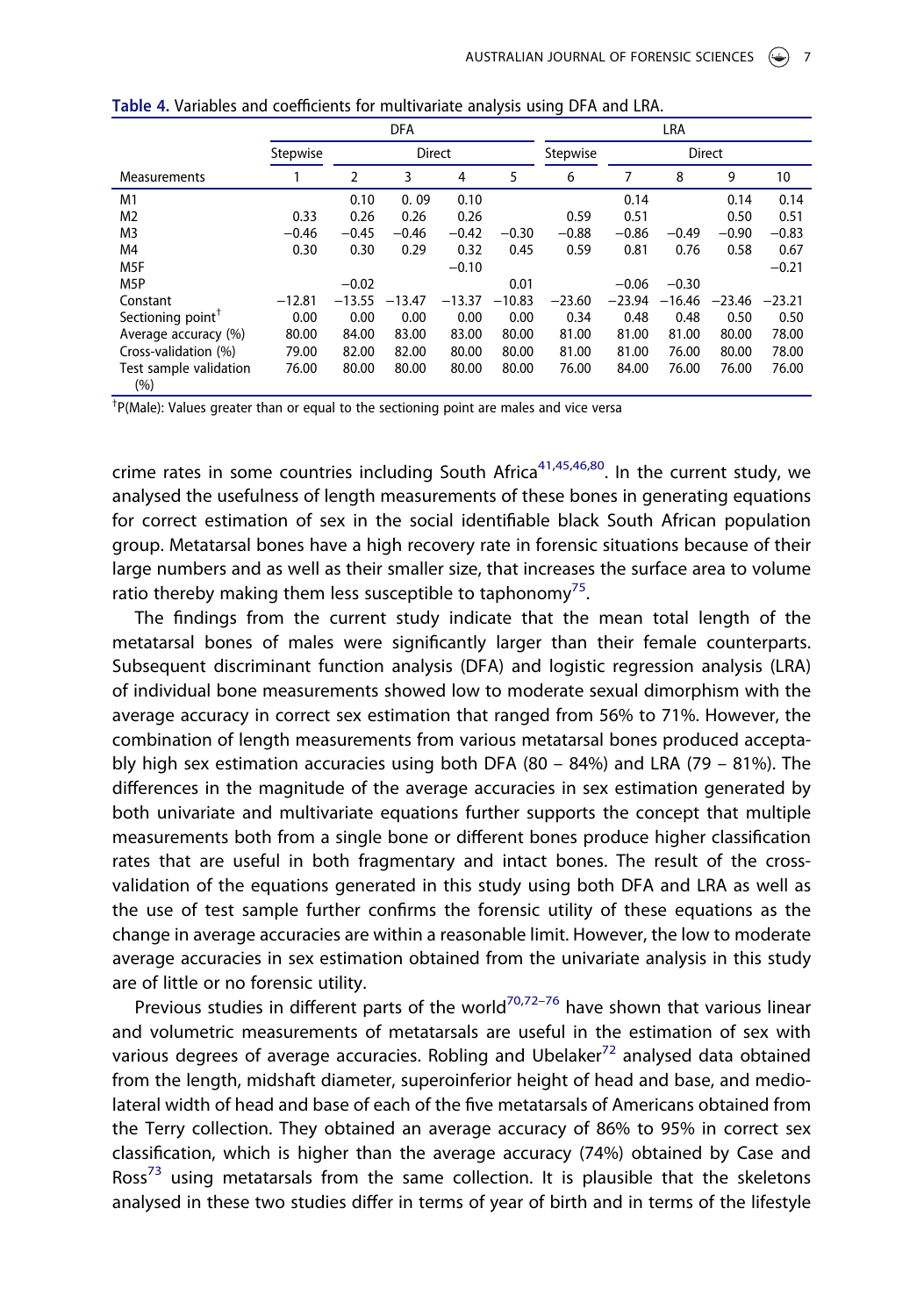**Table 4.** Variables and coefficients for multivariate analysis using DFA and LRA.

| | DFA | | | | | LRA | | | | |
|---|---|---|---|---|---|---|---|---|---|---|
| | Stepwise | Direct | | | | Stepwise | Direct | | | |
| Measurements | 1 | 2 | 3 | 4 | 5 | 6 | 7 | 8 | 9 | 10 |
| M1 | | 0.10 | 0. 09 | 0.10 | | | 0.14 | | 0.14 | 0.14 |
| M2 | 0.33 | 0.26 | 0.26 | 0.26 | | 0.59 | 0.51 | | 0.50 | 0.51 |
| M3 | −0.46 | −0.45 | −0.46 | −0.42 | −0.30 | −0.88 | −0.86 | −0.49 | −0.90 | −0.83 |
| M4 | 0.30 | 0.30 | 0.29 | 0.32 | 0.45 | 0.59 | 0.81 | 0.76 | 0.58 | 0.67 |
| M5F | | | | −0.10 | | | | | | −0.21 |
| M5P | | −0.02 | | | 0.01 | | −0.06 | −0.30 | | |
| Constant | −12.81 | −13.55 | −13.47 | −13.37 | −10.83 | −23.60 | −23.94 | −16.46 | −23.46 | −23.21 |
| Sectioning point[†] | 0.00 | 0.00 | 0.00 | 0.00 | 0.00 | 0.34 | 0.48 | 0.48 | 0.50 | 0.50 |
| Average accuracy (%) | 80.00 | 84.00 | 83.00 | 83.00 | 80.00 | 81.00 | 81.00 | 81.00 | 80.00 | 78.00 |
| Cross-validation (%) | 79.00 | 82.00 | 82.00 | 80.00 | 80.00 | 81.00 | 81.00 | 76.00 | 80.00 | 78.00 |
| Test sample validation (%) | 76.00 | 80.00 | 80.00 | 80.00 | 80.00 | 76.00 | 84.00 | 76.00 | 76.00 | 76.00 |

[†]P(Male): Values greater than or equal to the sectioning point are males and vice versa

crime rates in some countries including South Africa[41,45,46,80]. In the current study, we analysed the usefulness of length measurements of these bones in generating equations for correct estimation of sex in the social identifiable black South African population group. Metatarsal bones have a high recovery rate in forensic situations because of their large numbers and as well as their smaller size, that increases the surface area to volume ratio thereby making them less susceptible to taphonomy[75].

The findings from the current study indicate that the mean total length of the metatarsal bones of males were significantly larger than their female counterparts. Subsequent discriminant function analysis (DFA) and logistic regression analysis (LRA) of individual bone measurements showed low to moderate sexual dimorphism with the average accuracy in correct sex estimation that ranged from 56% to 71%. However, the combination of length measurements from various metatarsal bones produced acceptably high sex estimation accuracies using both DFA (80 – 84%) and LRA (79 – 81%). The differences in the magnitude of the average accuracies in sex estimation generated by both univariate and multivariate equations further supports the concept that multiple measurements both from a single bone or different bones produce higher classification rates that are useful in both fragmentary and intact bones. The result of the cross-validation of the equations generated in this study using both DFA and LRA as well as the use of test sample further confirms the forensic utility of these equations as the change in average accuracies are within a reasonable limit. However, the low to moderate average accuracies in sex estimation obtained from the univariate analysis in this study are of little or no forensic utility.

Previous studies in different parts of the world[70,72–76] have shown that various linear and volumetric measurements of metatarsals are useful in the estimation of sex with various degrees of average accuracies. Robling and Ubelaker[72] analysed data obtained from the length, midshaft diameter, superoinferior height of head and base, and mediolateral width of head and base of each of the five metatarsals of Americans obtained from the Terry collection. They obtained an average accuracy of 86% to 95% in correct sex classification, which is higher than the average accuracy (74%) obtained by Case and Ross[73] using metatarsals from the same collection. It is plausible that the skeletons analysed in these two studies differ in terms of year of birth and in terms of the lifestyle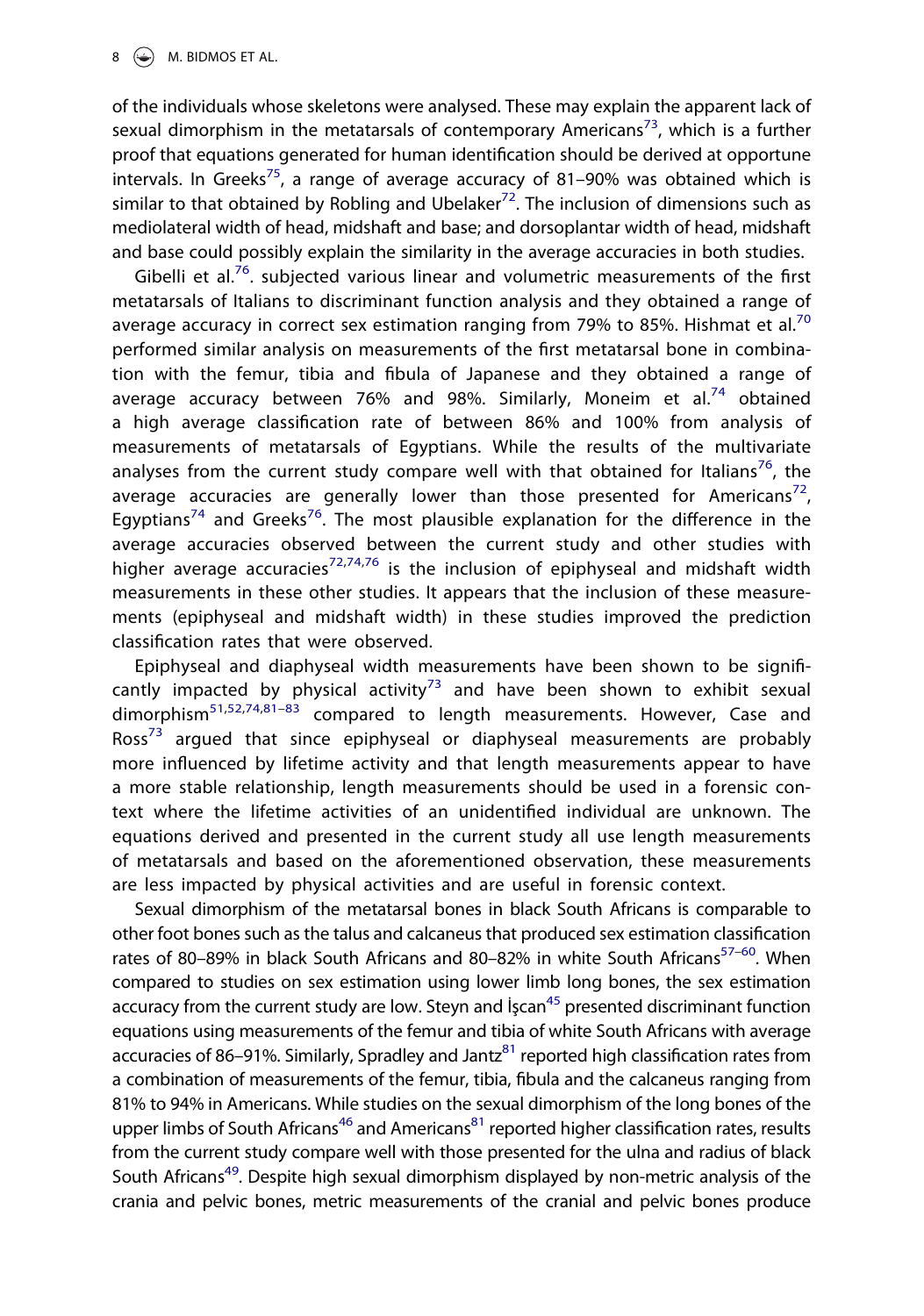of the individuals whose skeletons were analysed. These may explain the apparent lack of sexual dimorphism in the metatarsals of contemporary Americans[73], which is a further proof that equations generated for human identification should be derived at opportune intervals. In Greeks[75], a range of average accuracy of 81–90% was obtained which is similar to that obtained by Robling and Ubelaker[72]. The inclusion of dimensions such as mediolateral width of head, midshaft and base; and dorsoplantar width of head, midshaft and base could possibly explain the similarity in the average accuracies in both studies.

Gibelli et al.[76]. subjected various linear and volumetric measurements of the first metatarsals of Italians to discriminant function analysis and they obtained a range of average accuracy in correct sex estimation ranging from 79% to 85%. Hishmat et al.[70] performed similar analysis on measurements of the first metatarsal bone in combination with the femur, tibia and fibula of Japanese and they obtained a range of average accuracy between 76% and 98%. Similarly, Moneim et al.[74] obtained a high average classification rate of between 86% and 100% from analysis of measurements of metatarsals of Egyptians. While the results of the multivariate analyses from the current study compare well with that obtained for Italians[76], the average accuracies are generally lower than those presented for Americans[72], Egyptians[74] and Greeks[76]. The most plausible explanation for the difference in the average accuracies observed between the current study and other studies with higher average accuracies[72,74,76] is the inclusion of epiphyseal and midshaft width measurements in these other studies. It appears that the inclusion of these measurements (epiphyseal and midshaft width) in these studies improved the prediction classification rates that were observed.

Epiphyseal and diaphyseal width measurements have been shown to be significantly impacted by physical activity[73] and have been shown to exhibit sexual dimorphism[51,52,74,81–83] compared to length measurements. However, Case and Ross[73] argued that since epiphyseal or diaphyseal measurements are probably more influenced by lifetime activity and that length measurements appear to have a more stable relationship, length measurements should be used in a forensic context where the lifetime activities of an unidentified individual are unknown. The equations derived and presented in the current study all use length measurements of metatarsals and based on the aforementioned observation, these measurements are less impacted by physical activities and are useful in forensic context.

Sexual dimorphism of the metatarsal bones in black South Africans is comparable to other foot bones such as the talus and calcaneus that produced sex estimation classification rates of 80–89% in black South Africans and 80–82% in white South Africans[57–60]. When compared to studies on sex estimation using lower limb long bones, the sex estimation accuracy from the current study are low. Steyn and İşcan[45] presented discriminant function equations using measurements of the femur and tibia of white South Africans with average accuracies of 86–91%. Similarly, Spradley and Jantz[81] reported high classification rates from a combination of measurements of the femur, tibia, fibula and the calcaneus ranging from 81% to 94% in Americans. While studies on the sexual dimorphism of the long bones of the upper limbs of South Africans[46] and Americans[81] reported higher classification rates, results from the current study compare well with those presented for the ulna and radius of black South Africans[49]. Despite high sexual dimorphism displayed by non-metric analysis of the crania and pelvic bones, metric measurements of the cranial and pelvic bones produce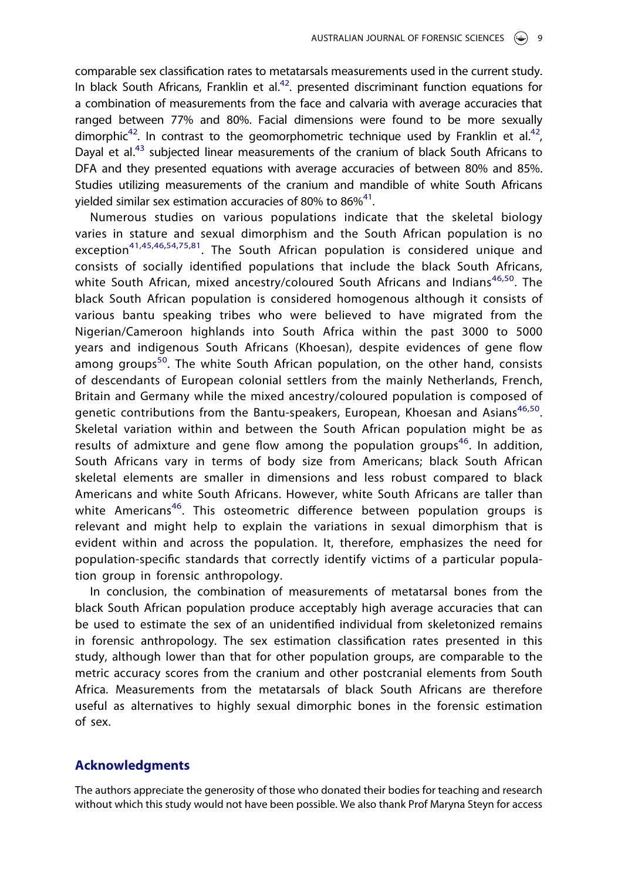comparable sex classification rates to metatarsals measurements used in the current study. In black South Africans, Franklin et al.[42]. presented discriminant function equations for a combination of measurements from the face and calvaria with average accuracies that ranged between 77% and 80%. Facial dimensions were found to be more sexually dimorphic[42]. In contrast to the geomorphometric technique used by Franklin et al.[42], Dayal et al.[43] subjected linear measurements of the cranium of black South Africans to DFA and they presented equations with average accuracies of between 80% and 85%. Studies utilizing measurements of the cranium and mandible of white South Africans yielded similar sex estimation accuracies of 80% to 86%[41].

Numerous studies on various populations indicate that the skeletal biology varies in stature and sexual dimorphism and the South African population is no exception[41,45,46,54,75,81]. The South African population is considered unique and consists of socially identified populations that include the black South Africans, white South African, mixed ancestry/coloured South Africans and Indians[46,50]. The black South African population is considered homogenous although it consists of various bantu speaking tribes who were believed to have migrated from the Nigerian/Cameroon highlands into South Africa within the past 3000 to 5000 years and indigenous South Africans (Khoesan), despite evidences of gene flow among groups[50]. The white South African population, on the other hand, consists of descendants of European colonial settlers from the mainly Netherlands, French, Britain and Germany while the mixed ancestry/coloured population is composed of genetic contributions from the Bantu-speakers, European, Khoesan and Asians[46,50]. Skeletal variation within and between the South African population might be as results of admixture and gene flow among the population groups[46]. In addition, South Africans vary in terms of body size from Americans; black South African skeletal elements are smaller in dimensions and less robust compared to black Americans and white South Africans. However, white South Africans are taller than white Americans[46]. This osteometric difference between population groups is relevant and might help to explain the variations in sexual dimorphism that is evident within and across the population. It, therefore, emphasizes the need for population-specific standards that correctly identify victims of a particular population group in forensic anthropology.

In conclusion, the combination of measurements of metatarsal bones from the black South African population produce acceptably high average accuracies that can be used to estimate the sex of an unidentified individual from skeletonized remains in forensic anthropology. The sex estimation classification rates presented in this study, although lower than that for other population groups, are comparable to the metric accuracy scores from the cranium and other postcranial elements from South Africa. Measurements from the metatarsals of black South Africans are therefore useful as alternatives to highly sexual dimorphic bones in the forensic estimation of sex.

## Acknowledgments

The authors appreciate the generosity of those who donated their bodies for teaching and research without which this study would not have been possible. We also thank Prof Maryna Steyn for access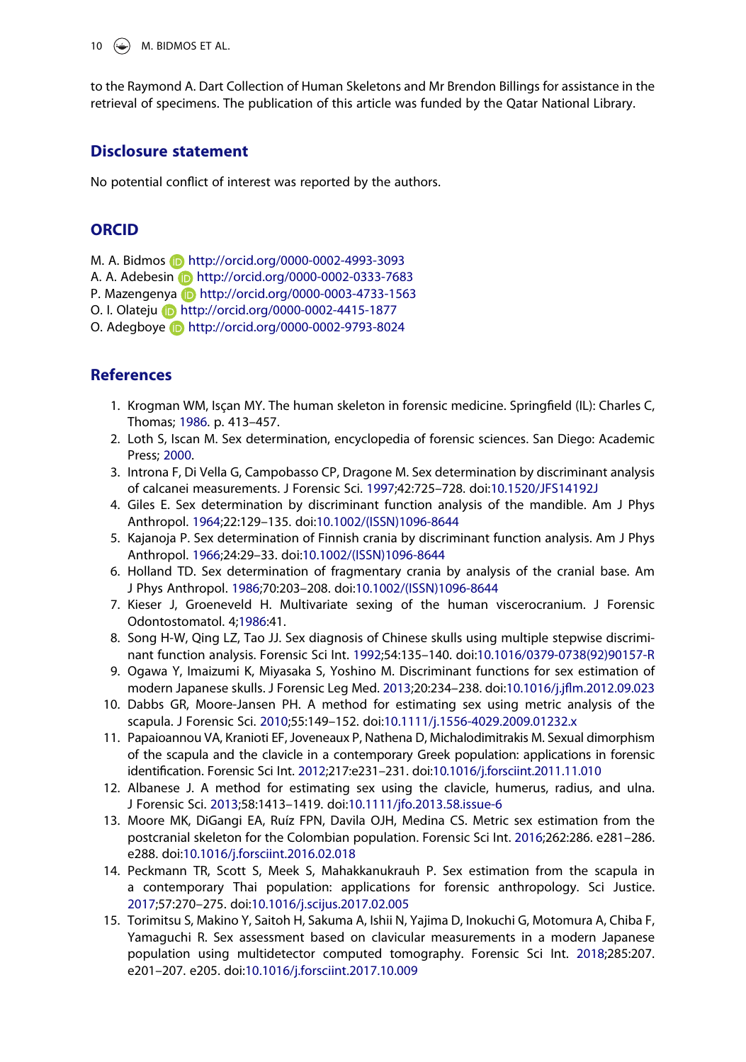to the Raymond A. Dart Collection of Human Skeletons and Mr Brendon Billings for assistance in the retrieval of specimens. The publication of this article was funded by the Qatar National Library.

## Disclosure statement

No potential conflict of interest was reported by the authors.

## ORCID

M. A. Bidmos http://orcid.org/0000-0002-4993-3093
A. A. Adebesin http://orcid.org/0000-0002-0333-7683
P. Mazengenya http://orcid.org/0000-0003-4733-1563
O. I. Olateju http://orcid.org/0000-0002-4415-1877
O. Adegboye http://orcid.org/0000-0002-9793-8024

## References

1. Krogman WM, Işçan MY. The human skeleton in forensic medicine. Springfield (IL): Charles C, Thomas; 1986. p. 413–457.
2. Loth S, Iscan M. Sex determination, encyclopedia of forensic sciences. San Diego: Academic Press; 2000.
3. Introna F, Di Vella G, Campobasso CP, Dragone M. Sex determination by discriminant analysis of calcanei measurements. J Forensic Sci. 1997;42:725–728. doi:10.1520/JFS14192J
4. Giles E. Sex determination by discriminant function analysis of the mandible. Am J Phys Anthropol. 1964;22:129–135. doi:10.1002/(ISSN)1096-8644
5. Kajanoja P. Sex determination of Finnish crania by discriminant function analysis. Am J Phys Anthropol. 1966;24:29–33. doi:10.1002/(ISSN)1096-8644
6. Holland TD. Sex determination of fragmentary crania by analysis of the cranial base. Am J Phys Anthropol. 1986;70:203–208. doi:10.1002/(ISSN)1096-8644
7. Kieser J, Groeneveld H. Multivariate sexing of the human viscerocranium. J Forensic Odontostomatol. 4;1986:41.
8. Song H-W, Qing LZ, Tao JJ. Sex diagnosis of Chinese skulls using multiple stepwise discriminant function analysis. Forensic Sci Int. 1992;54:135–140. doi:10.1016/0379-0738(92)90157-R
9. Ogawa Y, Imaizumi K, Miyasaka S, Yoshino M. Discriminant functions for sex estimation of modern Japanese skulls. J Forensic Leg Med. 2013;20:234–238. doi:10.1016/j.jflm.2012.09.023
10. Dabbs GR, Moore-Jansen PH. A method for estimating sex using metric analysis of the scapula. J Forensic Sci. 2010;55:149–152. doi:10.1111/j.1556-4029.2009.01232.x
11. Papaioannou VA, Kranioti EF, Joveneaux P, Nathena D, Michalodimitrakis M. Sexual dimorphism of the scapula and the clavicle in a contemporary Greek population: applications in forensic identification. Forensic Sci Int. 2012;217:e231–231. doi:10.1016/j.forsciint.2011.11.010
12. Albanese J. A method for estimating sex using the clavicle, humerus, radius, and ulna. J Forensic Sci. 2013;58:1413–1419. doi:10.1111/jfo.2013.58.issue-6
13. Moore MK, DiGangi EA, Ruíz FPN, Davila OJH, Medina CS. Metric sex estimation from the postcranial skeleton for the Colombian population. Forensic Sci Int. 2016;262:286. e281–286. e288. doi:10.1016/j.forsciint.2016.02.018
14. Peckmann TR, Scott S, Meek S, Mahakkanukrauh P. Sex estimation from the scapula in a contemporary Thai population: applications for forensic anthropology. Sci Justice. 2017;57:270–275. doi:10.1016/j.scijus.2017.02.005
15. Torimitsu S, Makino Y, Saitoh H, Sakuma A, Ishii N, Yajima D, Inokuchi G, Motomura A, Chiba F, Yamaguchi R. Sex assessment based on clavicular measurements in a modern Japanese population using multidetector computed tomography. Forensic Sci Int. 2018;285:207. e201–207. e205. doi:10.1016/j.forsciint.2017.10.009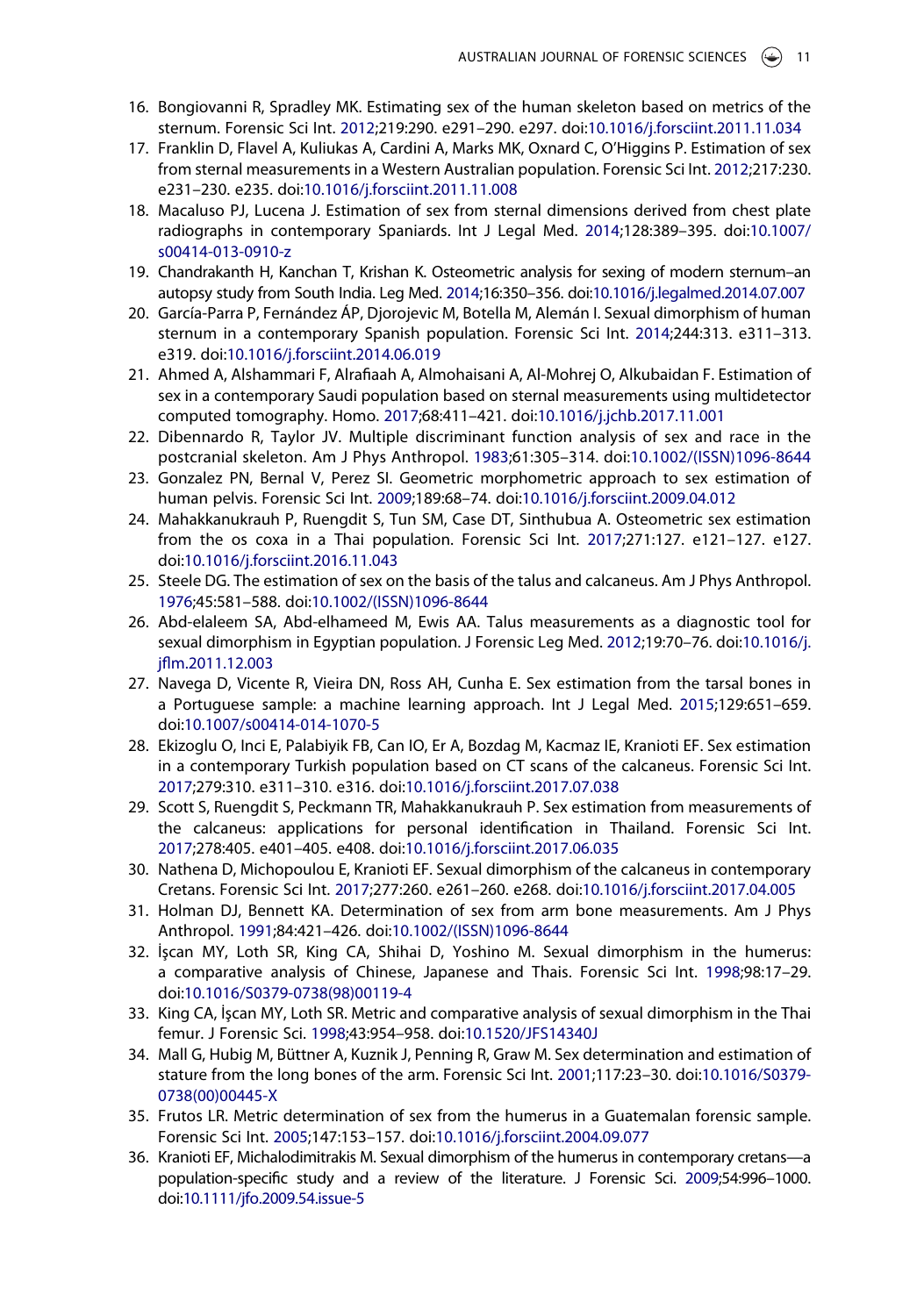16. Bongiovanni R, Spradley MK. Estimating sex of the human skeleton based on metrics of the sternum. Forensic Sci Int. 2012;219:290. e291–290. e297. doi:10.1016/j.forsciint.2011.11.034
17. Franklin D, Flavel A, Kuliukas A, Cardini A, Marks MK, Oxnard C, O'Higgins P. Estimation of sex from sternal measurements in a Western Australian population. Forensic Sci Int. 2012;217:230. e231–230. e235. doi:10.1016/j.forsciint.2011.11.008
18. Macaluso PJ, Lucena J. Estimation of sex from sternal dimensions derived from chest plate radiographs in contemporary Spaniards. Int J Legal Med. 2014;128:389–395. doi:10.1007/s00414-013-0910-z
19. Chandrakanth H, Kanchan T, Krishan K. Osteometric analysis for sexing of modern sternum–an autopsy study from South India. Leg Med. 2014;16:350–356. doi:10.1016/j.legalmed.2014.07.007
20. García-Parra P, Fernández ÁP, Djorojevic M, Botella M, Alemán I. Sexual dimorphism of human sternum in a contemporary Spanish population. Forensic Sci Int. 2014;244:313. e311–313. e319. doi:10.1016/j.forsciint.2014.06.019
21. Ahmed A, Alshammari F, Alfrafiaah A, Almohaisani A, Al-Mohrej O, Alkubaidan F. Estimation of sex in a contemporary Saudi population based on sternal measurements using multidetector computed tomography. Homo. 2017;68:411–421. doi:10.1016/j.jchb.2017.11.001
22. Dibennardo R, Taylor JV. Multiple discriminant function analysis of sex and race in the postcranial skeleton. Am J Phys Anthropol. 1983;61:305–314. doi:10.1002/(ISSN)1096-8644
23. Gonzalez PN, Bernal V, Perez SI. Geometric morphometric approach to sex estimation of human pelvis. Forensic Sci Int. 2009;189:68–74. doi:10.1016/j.forsciint.2009.04.012
24. Mahakkanukrauh P, Ruengdit S, Tun SM, Case DT, Sinthubua A. Osteometric sex estimation from the os coxa in a Thai population. Forensic Sci Int. 2017;271:127. e121–127. e127. doi:10.1016/j.forsciint.2016.11.043
25. Steele DG. The estimation of sex on the basis of the talus and calcaneus. Am J Phys Anthropol. 1976;45:581–588. doi:10.1002/(ISSN)1096-8644
26. Abd-elaleem SA, Abd-elhameed M, Ewis AA. Talus measurements as a diagnostic tool for sexual dimorphism in Egyptian population. J Forensic Leg Med. 2012;19:70–76. doi:10.1016/j.jflm.2011.12.003
27. Navega D, Vicente R, Vieira DN, Ross AH, Cunha E. Sex estimation from the tarsal bones in a Portuguese sample: a machine learning approach. Int J Legal Med. 2015;129:651–659. doi:10.1007/s00414-014-1070-5
28. Ekizoglu O, Inci E, Palabiyik FB, Can IO, Er A, Bozdag M, Kacmaz IE, Kranioti EF. Sex estimation in a contemporary Turkish population based on CT scans of the calcaneus. Forensic Sci Int. 2017;279:310. e311–310. e316. doi:10.1016/j.forsciint.2017.07.038
29. Scott S, Ruengdit S, Peckmann TR, Mahakkanukrauh P. Sex estimation from measurements of the calcaneus: applications for personal identification in Thailand. Forensic Sci Int. 2017;278:405. e401–405. e408. doi:10.1016/j.forsciint.2017.06.035
30. Nathena D, Michopoulou E, Kranioti EF. Sexual dimorphism of the calcaneus in contemporary Cretans. Forensic Sci Int. 2017;277:260. e261–260. e268. doi:10.1016/j.forsciint.2017.04.005
31. Holman DJ, Bennett KA. Determination of sex from arm bone measurements. Am J Phys Anthropol. 1991;84:421–426. doi:10.1002/(ISSN)1096-8644
32. İşcan MY, Loth SR, King CA, Shihai D, Yoshino M. Sexual dimorphism in the humerus: a comparative analysis of Chinese, Japanese and Thais. Forensic Sci Int. 1998;98:17–29. doi:10.1016/S0379-0738(98)00119-4
33. King CA, İşcan MY, Loth SR. Metric and comparative analysis of sexual dimorphism in the Thai femur. J Forensic Sci. 1998;43:954–958. doi:10.1520/JFS14340J
34. Mall G, Hubig M, Büttner A, Kuznik J, Penning R, Graw M. Sex determination and estimation of stature from the long bones of the arm. Forensic Sci Int. 2001;117:23–30. doi:10.1016/S0379-0738(00)00445-X
35. Frutos LR. Metric determination of sex from the humerus in a Guatemalan forensic sample. Forensic Sci Int. 2005;147:153–157. doi:10.1016/j.forsciint.2004.09.077
36. Kranioti EF, Michalodimitrakis M. Sexual dimorphism of the humerus in contemporary cretans—a population-specific study and a review of the literature. J Forensic Sci. 2009;54:996–1000. doi:10.1111/jfo.2009.54.issue-5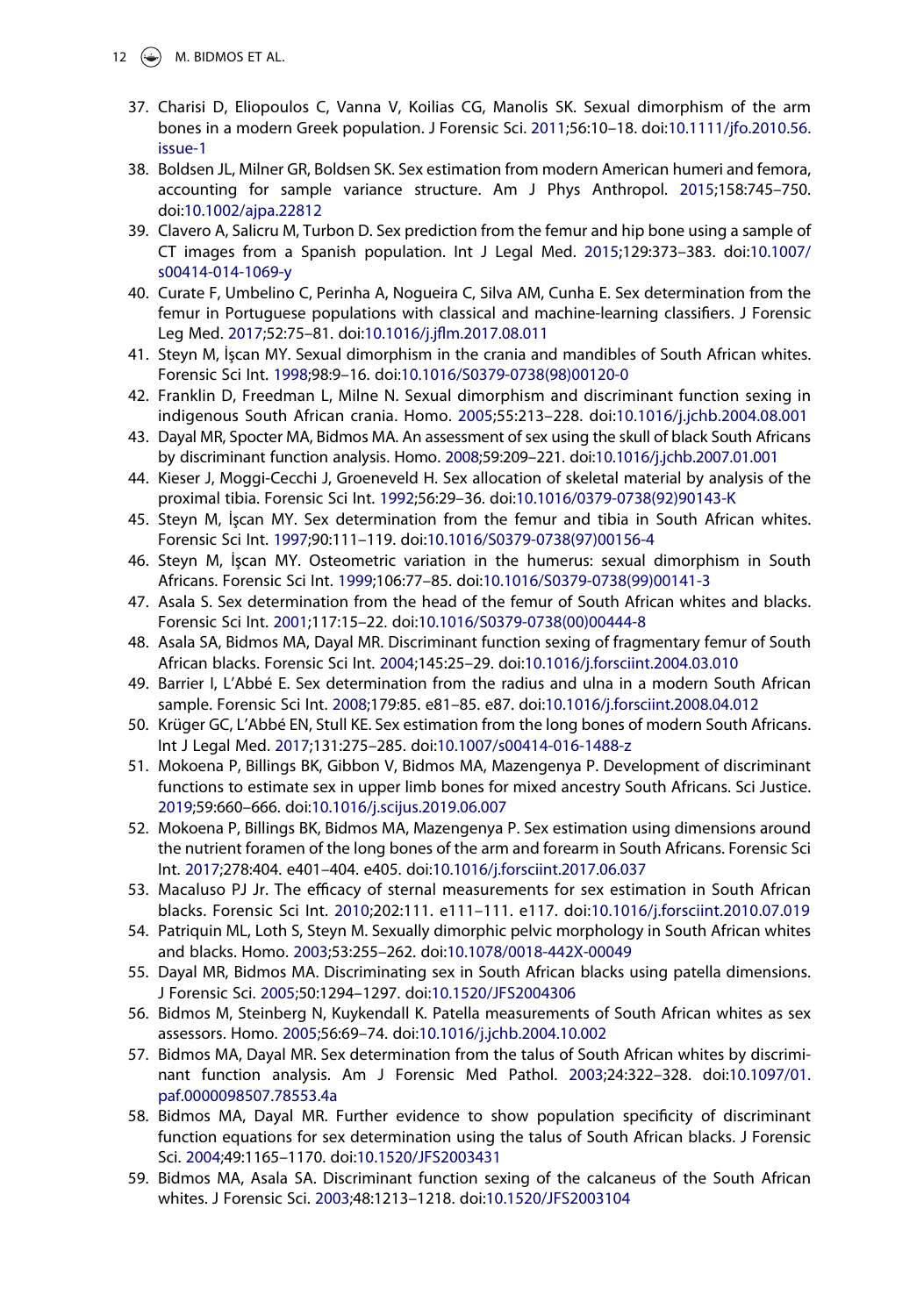37. Charisi D, Eliopoulos C, Vanna V, Koilias CG, Manolis SK. Sexual dimorphism of the arm bones in a modern Greek population. J Forensic Sci. 2011;56:10–18. doi:10.1111/jfo.2010.56.issue-1
38. Boldsen JL, Milner GR, Boldsen SK. Sex estimation from modern American humeri and femora, accounting for sample variance structure. Am J Phys Anthropol. 2015;158:745–750. doi:10.1002/ajpa.22812
39. Clavero A, Salicru M, Turbon D. Sex prediction from the femur and hip bone using a sample of CT images from a Spanish population. Int J Legal Med. 2015;129:373–383. doi:10.1007/s00414-014-1069-y
40. Curate F, Umbelino C, Perinha A, Nogueira C, Silva AM, Cunha E. Sex determination from the femur in Portuguese populations with classical and machine-learning classifiers. J Forensic Leg Med. 2017;52:75–81. doi:10.1016/j.jflm.2017.08.011
41. Steyn M, İşcan MY. Sexual dimorphism in the crania and mandibles of South African whites. Forensic Sci Int. 1998;98:9–16. doi:10.1016/S0379-0738(98)00120-0
42. Franklin D, Freedman L, Milne N. Sexual dimorphism and discriminant function sexing in indigenous South African crania. Homo. 2005;55:213–228. doi:10.1016/j.jchb.2004.08.001
43. Dayal MR, Spocter MA, Bidmos MA. An assessment of sex using the skull of black South Africans by discriminant function analysis. Homo. 2008;59:209–221. doi:10.1016/j.jchb.2007.01.001
44. Kieser J, Moggi-Cecchi J, Groeneveld H. Sex allocation of skeletal material by analysis of the proximal tibia. Forensic Sci Int. 1992;56:29–36. doi:10.1016/0379-0738(92)90143-K
45. Steyn M, İşcan MY. Sex determination from the femur and tibia in South African whites. Forensic Sci Int. 1997;90:111–119. doi:10.1016/S0379-0738(97)00156-4
46. Steyn M, İşcan MY. Osteometric variation in the humerus: sexual dimorphism in South Africans. Forensic Sci Int. 1999;106:77–85. doi:10.1016/S0379-0738(99)00141-3
47. Asala S. Sex determination from the head of the femur of South African whites and blacks. Forensic Sci Int. 2001;117:15–22. doi:10.1016/S0379-0738(00)00444-8
48. Asala SA, Bidmos MA, Dayal MR. Discriminant function sexing of fragmentary femur of South African blacks. Forensic Sci Int. 2004;145:25–29. doi:10.1016/j.forsciint.2004.03.010
49. Barrier I, L'Abbé E. Sex determination from the radius and ulna in a modern South African sample. Forensic Sci Int. 2008;179:85. e81–85. e87. doi:10.1016/j.forsciint.2008.04.012
50. Krüger GC, L'Abbé EN, Stull KE. Sex estimation from the long bones of modern South Africans. Int J Legal Med. 2017;131:275–285. doi:10.1007/s00414-016-1488-z
51. Mokoena P, Billings BK, Gibbon V, Bidmos MA, Mazengenya P. Development of discriminant functions to estimate sex in upper limb bones for mixed ancestry South Africans. Sci Justice. 2019;59:660–666. doi:10.1016/j.scijus.2019.06.007
52. Mokoena P, Billings BK, Bidmos MA, Mazengenya P. Sex estimation using dimensions around the nutrient foramen of the long bones of the arm and forearm in South Africans. Forensic Sci Int. 2017;278:404. e401–404. e405. doi:10.1016/j.forsciint.2017.06.037
53. Macaluso PJ Jr. The efficacy of sternal measurements for sex estimation in South African blacks. Forensic Sci Int. 2010;202:111. e111–111. e117. doi:10.1016/j.forsciint.2010.07.019
54. Patriquin ML, Loth S, Steyn M. Sexually dimorphic pelvic morphology in South African whites and blacks. Homo. 2003;53:255–262. doi:10.1078/0018-442X-00049
55. Dayal MR, Bidmos MA. Discriminating sex in South African blacks using patella dimensions. J Forensic Sci. 2005;50:1294–1297. doi:10.1520/JFS2004306
56. Bidmos M, Steinberg N, Kuykendall K. Patella measurements of South African whites as sex assessors. Homo. 2005;56:69–74. doi:10.1016/j.jchb.2004.10.002
57. Bidmos MA, Dayal MR. Sex determination from the talus of South African whites by discriminant function analysis. Am J Forensic Med Pathol. 2003;24:322–328. doi:10.1097/01.paf.0000098507.78553.4a
58. Bidmos MA, Dayal MR. Further evidence to show population specificity of discriminant function equations for sex determination using the talus of South African blacks. J Forensic Sci. 2004;49:1165–1170. doi:10.1520/JFS2003431
59. Bidmos MA, Asala SA. Discriminant function sexing of the calcaneus of the South African whites. J Forensic Sci. 2003;48:1213–1218. doi:10.1520/JFS2003104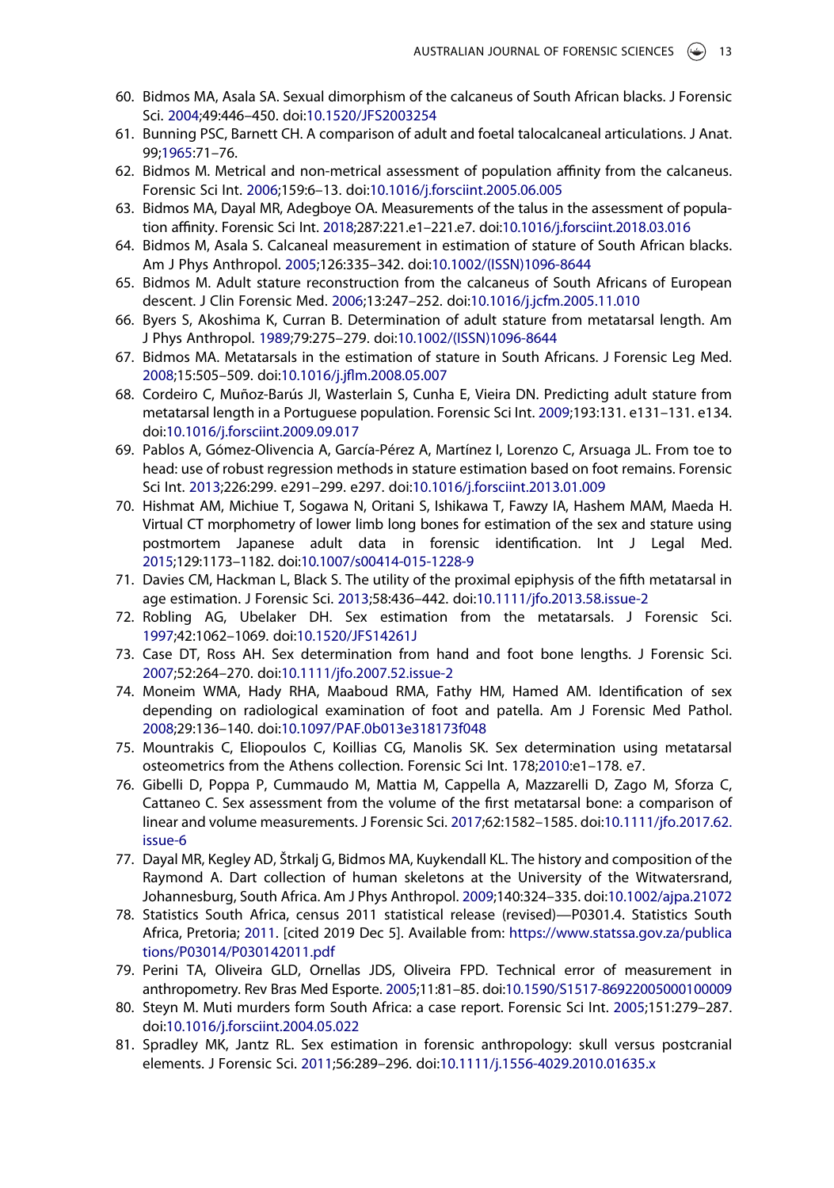60. Bidmos MA, Asala SA. Sexual dimorphism of the calcaneus of South African blacks. J Forensic Sci. 2004;49:446–450. doi:10.1520/JFS2003254
61. Bunning PSC, Barnett CH. A comparison of adult and foetal talocalcaneal articulations. J Anat. 99;1965:71–76.
62. Bidmos M. Metrical and non-metrical assessment of population affinity from the calcaneus. Forensic Sci Int. 2006;159:6–13. doi:10.1016/j.forsciint.2005.06.005
63. Bidmos MA, Dayal MR, Adegboye OA. Measurements of the talus in the assessment of population affinity. Forensic Sci Int. 2018;287:221.e1–221.e7. doi:10.1016/j.forsciint.2018.03.016
64. Bidmos M, Asala S. Calcaneal measurement in estimation of stature of South African blacks. Am J Phys Anthropol. 2005;126:335–342. doi:10.1002/(ISSN)1096-8644
65. Bidmos M. Adult stature reconstruction from the calcaneus of South Africans of European descent. J Clin Forensic Med. 2006;13:247–252. doi:10.1016/j.jcfm.2005.11.010
66. Byers S, Akoshima K, Curran B. Determination of adult stature from metatarsal length. Am J Phys Anthropol. 1989;79:275–279. doi:10.1002/(ISSN)1096-8644
67. Bidmos MA. Metatarsals in the estimation of stature in South Africans. J Forensic Leg Med. 2008;15:505–509. doi:10.1016/j.jflm.2008.05.007
68. Cordeiro C, Muñoz-Barús JI, Wasterlain S, Cunha E, Vieira DN. Predicting adult stature from metatarsal length in a Portuguese population. Forensic Sci Int. 2009;193:131. e131–131. e134. doi:10.1016/j.forsciint.2009.09.017
69. Pablos A, Gómez-Olivencia A, García-Pérez A, Martínez I, Lorenzo C, Arsuaga JL. From toe to head: use of robust regression methods in stature estimation based on foot remains. Forensic Sci Int. 2013;226:299. e291–299. e297. doi:10.1016/j.forsciint.2013.01.009
70. Hishmat AM, Michiue T, Sogawa N, Oritani S, Ishikawa T, Fawzy IA, Hashem MAM, Maeda H. Virtual CT morphometry of lower limb long bones for estimation of the sex and stature using postmortem Japanese adult data in forensic identification. Int J Legal Med. 2015;129:1173–1182. doi:10.1007/s00414-015-1228-9
71. Davies CM, Hackman L, Black S. The utility of the proximal epiphysis of the fifth metatarsal in age estimation. J Forensic Sci. 2013;58:436–442. doi:10.1111/jfo.2013.58.issue-2
72. Robling AG, Ubelaker DH. Sex estimation from the metatarsals. J Forensic Sci. 1997;42:1062–1069. doi:10.1520/JFS14261J
73. Case DT, Ross AH. Sex determination from hand and foot bone lengths. J Forensic Sci. 2007;52:264–270. doi:10.1111/jfo.2007.52.issue-2
74. Moneim WMA, Hady RHA, Maaboud RMA, Fathy HM, Hamed AM. Identification of sex depending on radiological examination of foot and patella. Am J Forensic Med Pathol. 2008;29:136–140. doi:10.1097/PAF.0b013e318173f048
75. Mountrakis C, Eliopoulos C, Koillias CG, Manolis SK. Sex determination using metatarsal osteometrics from the Athens collection. Forensic Sci Int. 178;2010:e1–178. e7.
76. Gibelli D, Poppa P, Cummaudo M, Mattia M, Cappella A, Mazzarelli D, Zago M, Sforza C, Cattaneo C. Sex assessment from the volume of the first metatarsal bone: a comparison of linear and volume measurements. J Forensic Sci. 2017;62:1582–1585. doi:10.1111/jfo.2017.62.issue-6
77. Dayal MR, Kegley AD, Štrkalj G, Bidmos MA, Kuykendall KL. The history and composition of the Raymond A. Dart collection of human skeletons at the University of the Witwatersrand, Johannesburg, South Africa. Am J Phys Anthropol. 2009;140:324–335. doi:10.1002/ajpa.21072
78. Statistics South Africa, census 2011 statistical release (revised)—P0301.4. Statistics South Africa, Pretoria; 2011. [cited 2019 Dec 5]. Available from: https://www.statssa.gov.za/publications/P03014/P030142011.pdf
79. Perini TA, Oliveira GLD, Ornellas JDS, Oliveira FPD. Technical error of measurement in anthropometry. Rev Bras Med Esporte. 2005;11:81–85. doi:10.1590/S1517-86922005000100009
80. Steyn M. Muti murders form South Africa: a case report. Forensic Sci Int. 2005;151:279–287. doi:10.1016/j.forsciint.2004.05.022
81. Spradley MK, Jantz RL. Sex estimation in forensic anthropology: skull versus postcranial elements. J Forensic Sci. 2011;56:289–296. doi:10.1111/j.1556-4029.2010.01635.x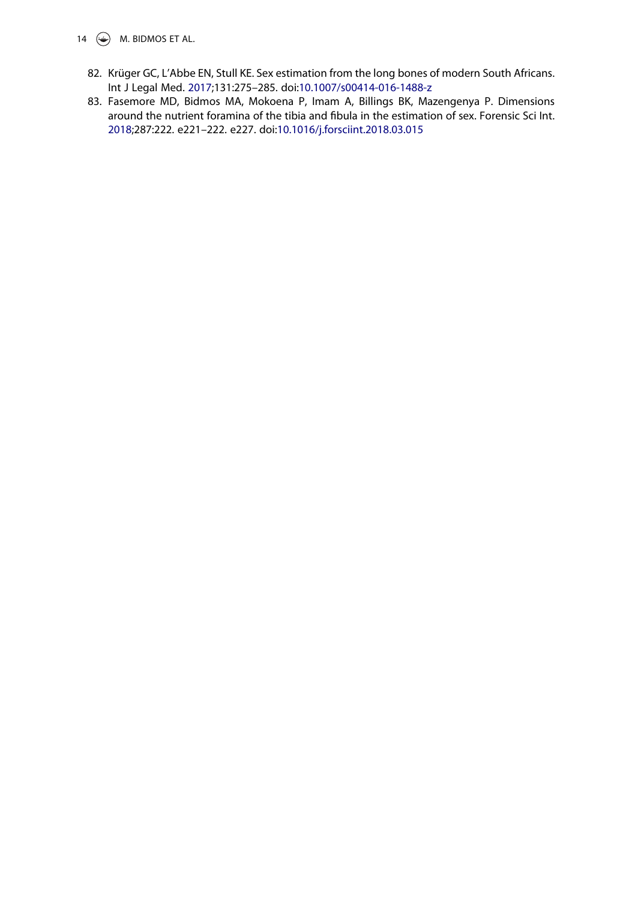82. Krüger GC, L'Abbe EN, Stull KE. Sex estimation from the long bones of modern South Africans. Int J Legal Med. 2017;131:275–285. doi:10.1007/s00414-016-1488-z
83. Fasemore MD, Bidmos MA, Mokoena P, Imam A, Billings BK, Mazengenya P. Dimensions around the nutrient foramina of the tibia and fibula in the estimation of sex. Forensic Sci Int. 2018;287:222. e221–222. e227. doi:10.1016/j.forsciint.2018.03.015